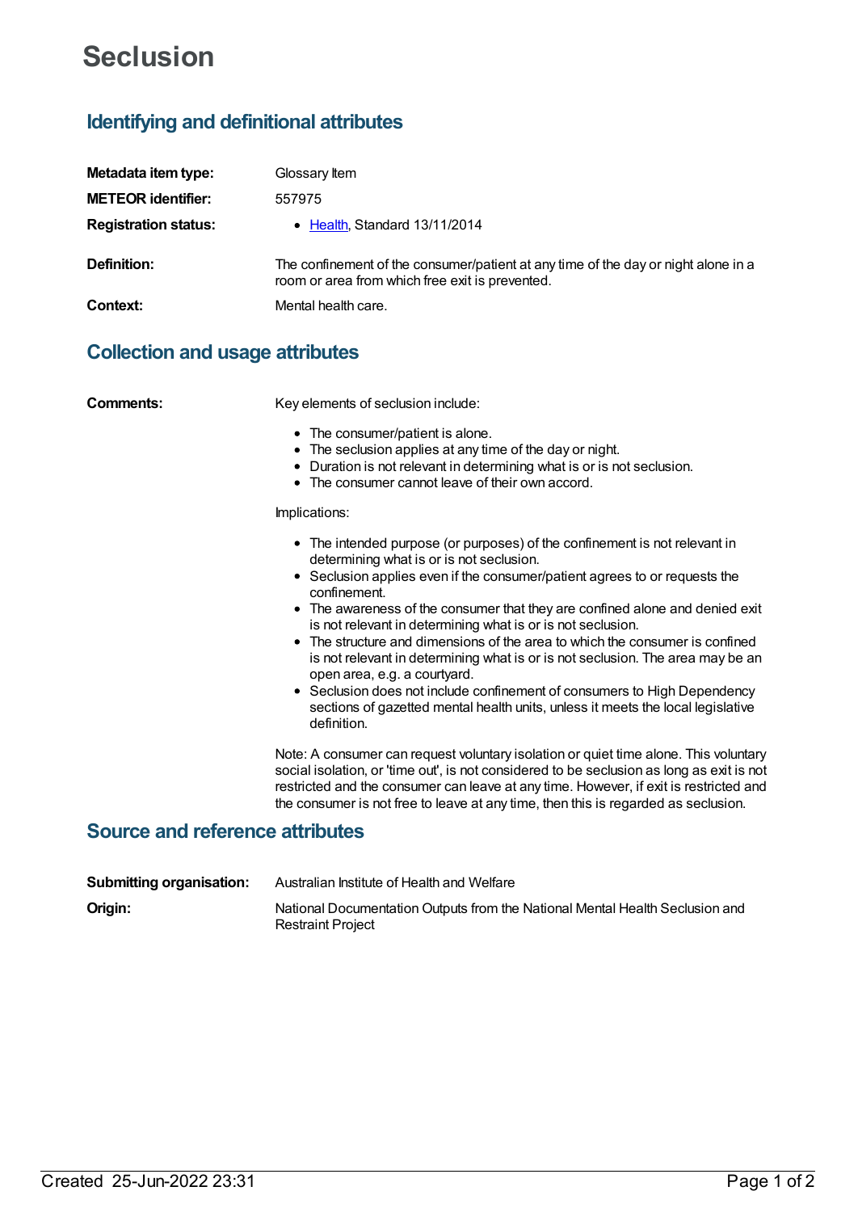# Seclusion

## Identifying and definitional attributes

| | |
|---|---|
| **Metadata item type:** | Glossary Item |
| **METEOR identifier:** | 557975 |
| **Registration status:** | • Health, Standard 13/11/2014 |
| **Definition:** | The confinement of the consumer/patient at any time of the day or night alone in a room or area from which free exit is prevented. |
| **Context:** | Mental health care. |

## Collection and usage attributes

**Comments:**

Key elements of seclusion include:

- The consumer/patient is alone.
- The seclusion applies at any time of the day or night.
- Duration is not relevant in determining what is or is not seclusion.
- The consumer cannot leave of their own accord.

Implications:

- The intended purpose (or purposes) of the confinement is not relevant in determining what is or is not seclusion.
- Seclusion applies even if the consumer/patient agrees to or requests the confinement.
- The awareness of the consumer that they are confined alone and denied exit is not relevant in determining what is or is not seclusion.
- The structure and dimensions of the area to which the consumer is confined is not relevant in determining what is or is not seclusion. The area may be an open area, e.g. a courtyard.
- Seclusion does not include confinement of consumers to High Dependency sections of gazetted mental health units, unless it meets the local legislative definition.

Note: A consumer can request voluntary isolation or quiet time alone. This voluntary social isolation, or 'time out', is not considered to be seclusion as long as exit is not restricted and the consumer can leave at any time. However, if exit is restricted and the consumer is not free to leave at any time, then this is regarded as seclusion.

## Source and reference attributes

| | |
|---|---|
| **Submitting organisation:** | Australian Institute of Health and Welfare |
| **Origin:** | National Documentation Outputs from the National Mental Health Seclusion and Restraint Project |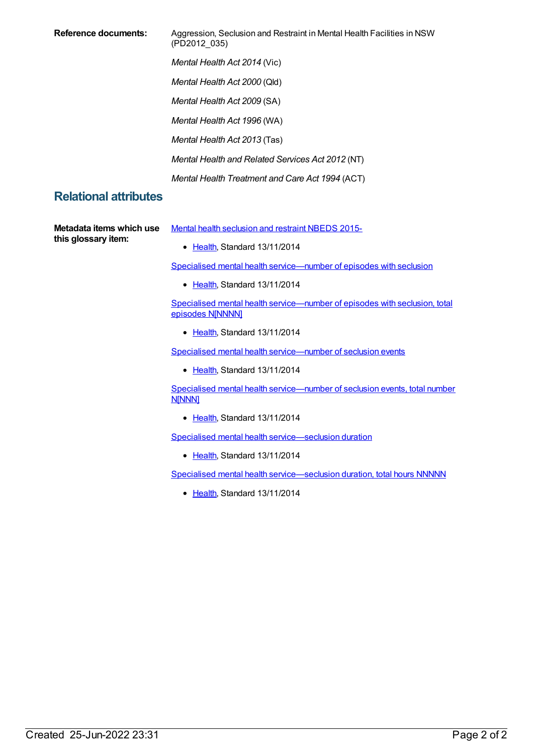**Reference documents:**

Aggression, Seclusion and Restraint in Mental Health Facilities in NSW (PD2012_035)

*Mental Health Act 2014* (Vic)

*Mental Health Act 2000* (Qld)

*Mental Health Act 2009* (SA)

*Mental Health Act 1996* (WA)

*Mental Health Act 2013* (Tas)

*Mental Health and Related Services Act 2012* (NT)

*Mental Health Treatment and Care Act 1994* (ACT)

## Relational attributes

**Metadata items which use this glossary item:**

Mental health seclusion and restraint NBEDS 2015-

- Health, Standard 13/11/2014

Specialised mental health service—number of episodes with seclusion

- Health, Standard 13/11/2014

Specialised mental health service—number of episodes with seclusion, total episodes N[NNNN]

- Health, Standard 13/11/2014

Specialised mental health service—number of seclusion events

- Health, Standard 13/11/2014

Specialised mental health service—number of seclusion events, total number N[NNN]

- Health, Standard 13/11/2014

Specialised mental health service—seclusion duration

- Health, Standard 13/11/2014

Specialised mental health service—seclusion duration, total hours NNNNN

- Health, Standard 13/11/2014